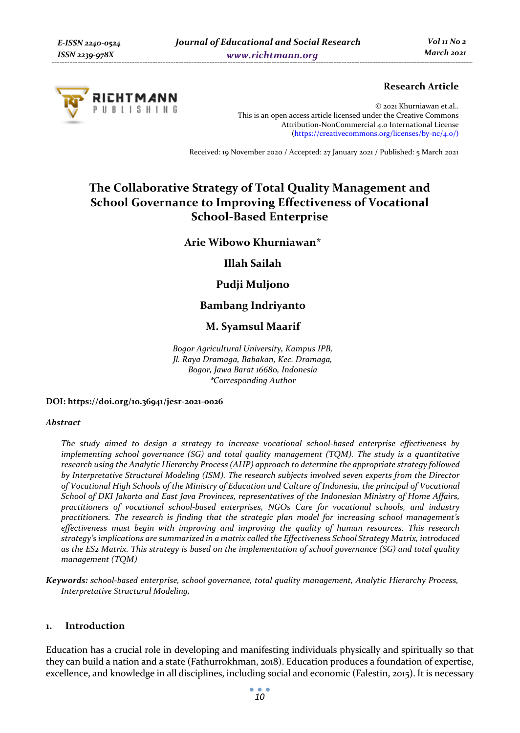Research Article

© 2021 Khurniawan et.al..
This is an open access article licensed under the Creative Commons Attribution-NonCommercial 4.0 International License (https://creativecommons.org/licenses/by-nc/4.0/)

Received: 19 November 2020 / Accepted: 27 January 2021 / Published: 5 March 2021

# The Collaborative Strategy of Total Quality Management and School Governance to Improving Effectiveness of Vocational School-Based Enterprise

**Arie Wibowo Khurniawan***

**Illah Sailah**

**Pudji Muljono**

**Bambang Indriyanto**

**M. Syamsul Maarif**

*Bogor Agricultural University, Kampus IPB,*
*Jl. Raya Dramaga, Babakan, Kec. Dramaga,*
*Bogor, Jawa Barat 16680, Indonesia*
*\*Corresponding Author*

**DOI: https://doi.org/10.36941/jesr-2021-0026**

***Abstract***

*The study aimed to design a strategy to increase vocational school-based enterprise effectiveness by implementing school governance (SG) and total quality management (TQM). The study is a quantitative research using the Analytic Hierarchy Process (AHP) approach to determine the appropriate strategy followed by Interpretative Structural Modeling (ISM). The research subjects involved seven experts from the Director of Vocational High Schools of the Ministry of Education and Culture of Indonesia, the principal of Vocational School of DKI Jakarta and East Java Provinces, representatives of the Indonesian Ministry of Home Affairs, practitioners of vocational school-based enterprises, NGOs Care for vocational schools, and industry practitioners. The research is finding that the strategic plan model for increasing school management's effectiveness must begin with improving and improving the quality of human resources. This research strategy's implications are summarized in a matrix called the Effectiveness School Strategy Matrix, introduced as the ES2 Matrix. This strategy is based on the implementation of school governance (SG) and total quality management (TQM)*

***Keywords:*** *school-based enterprise, school governance, total quality management, Analytic Hierarchy Process, Interpretative Structural Modeling,*

## 1. Introduction

Education has a crucial role in developing and manifesting individuals physically and spiritually so that they can build a nation and a state (Fathurrokhman, 2018). Education produces a foundation of expertise, excellence, and knowledge in all disciplines, including social and economic (Falestin, 2015). It is necessary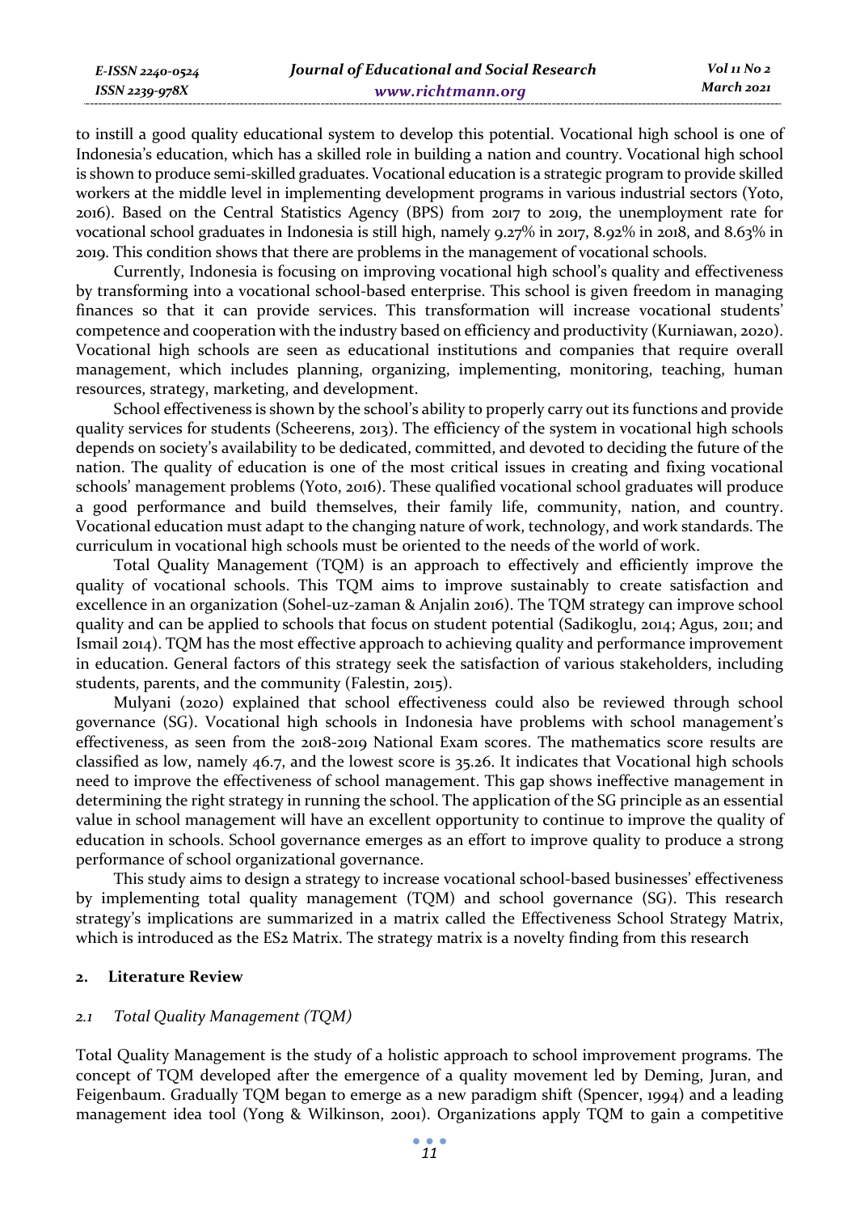to instill a good quality educational system to develop this potential. Vocational high school is one of Indonesia's education, which has a skilled role in building a nation and country. Vocational high school is shown to produce semi-skilled graduates. Vocational education is a strategic program to provide skilled workers at the middle level in implementing development programs in various industrial sectors (Yoto, 2016). Based on the Central Statistics Agency (BPS) from 2017 to 2019, the unemployment rate for vocational school graduates in Indonesia is still high, namely 9.27% in 2017, 8.92% in 2018, and 8.63% in 2019. This condition shows that there are problems in the management of vocational schools.

Currently, Indonesia is focusing on improving vocational high school's quality and effectiveness by transforming into a vocational school-based enterprise. This school is given freedom in managing finances so that it can provide services. This transformation will increase vocational students' competence and cooperation with the industry based on efficiency and productivity (Kurniawan, 2020). Vocational high schools are seen as educational institutions and companies that require overall management, which includes planning, organizing, implementing, monitoring, teaching, human resources, strategy, marketing, and development.

School effectiveness is shown by the school's ability to properly carry out its functions and provide quality services for students (Scheerens, 2013). The efficiency of the system in vocational high schools depends on society's availability to be dedicated, committed, and devoted to deciding the future of the nation. The quality of education is one of the most critical issues in creating and fixing vocational schools' management problems (Yoto, 2016). These qualified vocational school graduates will produce a good performance and build themselves, their family life, community, nation, and country. Vocational education must adapt to the changing nature of work, technology, and work standards. The curriculum in vocational high schools must be oriented to the needs of the world of work.

Total Quality Management (TQM) is an approach to effectively and efficiently improve the quality of vocational schools. This TQM aims to improve sustainably to create satisfaction and excellence in an organization (Sohel-uz-zaman & Anjalin 2016). The TQM strategy can improve school quality and can be applied to schools that focus on student potential (Sadikoglu, 2014; Agus, 2011; and Ismail 2014). TQM has the most effective approach to achieving quality and performance improvement in education. General factors of this strategy seek the satisfaction of various stakeholders, including students, parents, and the community (Falestin, 2015).

Mulyani (2020) explained that school effectiveness could also be reviewed through school governance (SG). Vocational high schools in Indonesia have problems with school management's effectiveness, as seen from the 2018-2019 National Exam scores. The mathematics score results are classified as low, namely 46.7, and the lowest score is 35.26. It indicates that Vocational high schools need to improve the effectiveness of school management. This gap shows ineffective management in determining the right strategy in running the school. The application of the SG principle as an essential value in school management will have an excellent opportunity to continue to improve the quality of education in schools. School governance emerges as an effort to improve quality to produce a strong performance of school organizational governance.

This study aims to design a strategy to increase vocational school-based businesses' effectiveness by implementing total quality management (TQM) and school governance (SG). This research strategy's implications are summarized in a matrix called the Effectiveness School Strategy Matrix, which is introduced as the ES2 Matrix. The strategy matrix is a novelty finding from this research

## 2. Literature Review

### *2.1 Total Quality Management (TQM)*

Total Quality Management is the study of a holistic approach to school improvement programs. The concept of TQM developed after the emergence of a quality movement led by Deming, Juran, and Feigenbaum. Gradually TQM began to emerge as a new paradigm shift (Spencer, 1994) and a leading management idea tool (Yong & Wilkinson, 2001). Organizations apply TQM to gain a competitive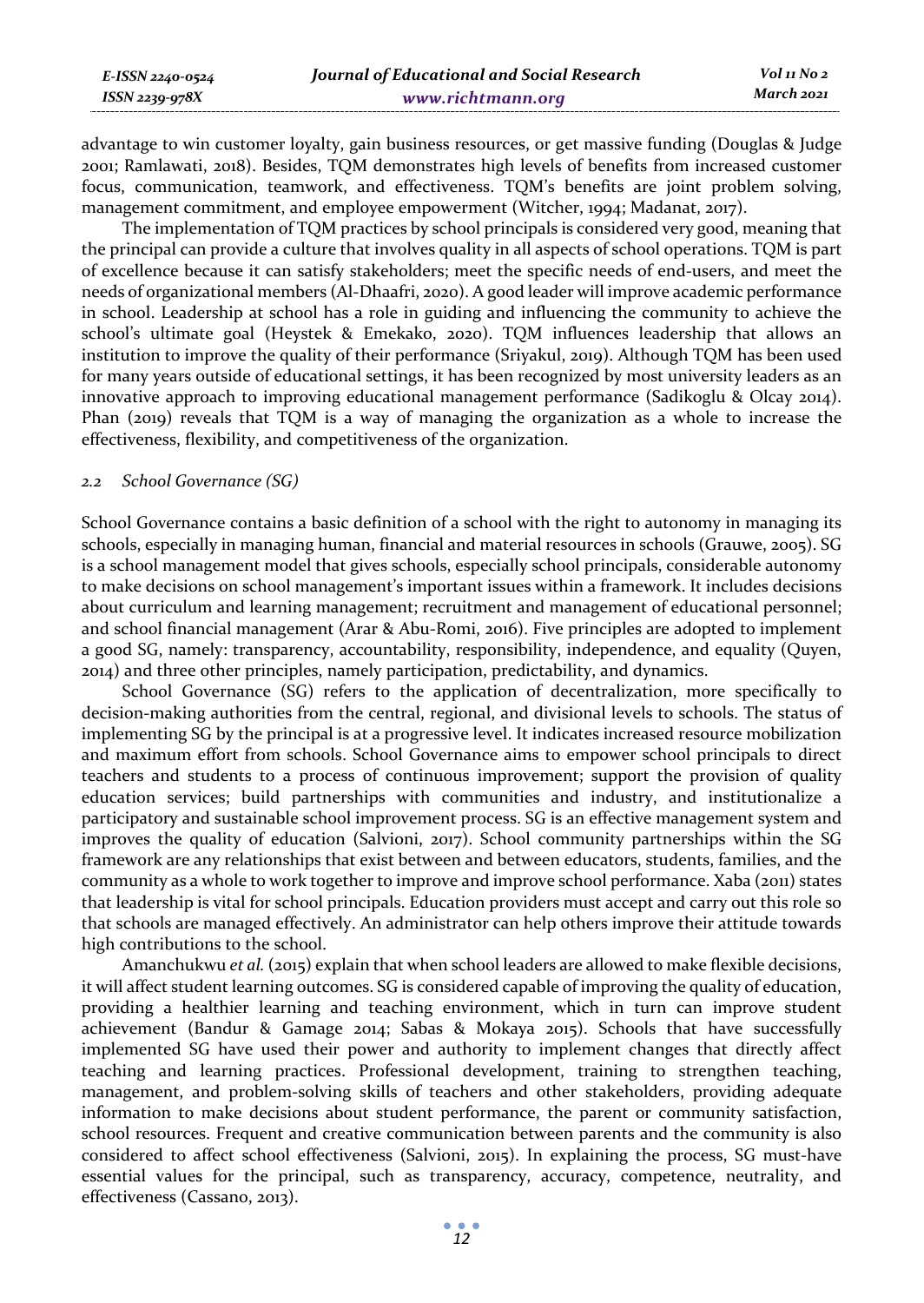advantage to win customer loyalty, gain business resources, or get massive funding (Douglas & Judge 2001; Ramlawati, 2018). Besides, TQM demonstrates high levels of benefits from increased customer focus, communication, teamwork, and effectiveness. TQM's benefits are joint problem solving, management commitment, and employee empowerment (Witcher, 1994; Madanat, 2017).

The implementation of TQM practices by school principals is considered very good, meaning that the principal can provide a culture that involves quality in all aspects of school operations. TQM is part of excellence because it can satisfy stakeholders; meet the specific needs of end-users, and meet the needs of organizational members (Al-Dhaafri, 2020). A good leader will improve academic performance in school. Leadership at school has a role in guiding and influencing the community to achieve the school's ultimate goal (Heystek & Emekako, 2020). TQM influences leadership that allows an institution to improve the quality of their performance (Sriyakul, 2019). Although TQM has been used for many years outside of educational settings, it has been recognized by most university leaders as an innovative approach to improving educational management performance (Sadikoglu & Olcay 2014). Phan (2019) reveals that TQM is a way of managing the organization as a whole to increase the effectiveness, flexibility, and competitiveness of the organization.

### *2.2 School Governance (SG)*

School Governance contains a basic definition of a school with the right to autonomy in managing its schools, especially in managing human, financial and material resources in schools (Grauwe, 2005). SG is a school management model that gives schools, especially school principals, considerable autonomy to make decisions on school management's important issues within a framework. It includes decisions about curriculum and learning management; recruitment and management of educational personnel; and school financial management (Arar & Abu-Romi, 2016). Five principles are adopted to implement a good SG, namely: transparency, accountability, responsibility, independence, and equality (Quyen, 2014) and three other principles, namely participation, predictability, and dynamics.

School Governance (SG) refers to the application of decentralization, more specifically to decision-making authorities from the central, regional, and divisional levels to schools. The status of implementing SG by the principal is at a progressive level. It indicates increased resource mobilization and maximum effort from schools. School Governance aims to empower school principals to direct teachers and students to a process of continuous improvement; support the provision of quality education services; build partnerships with communities and industry, and institutionalize a participatory and sustainable school improvement process. SG is an effective management system and improves the quality of education (Salvioni, 2017). School community partnerships within the SG framework are any relationships that exist between and between educators, students, families, and the community as a whole to work together to improve and improve school performance. Xaba (2011) states that leadership is vital for school principals. Education providers must accept and carry out this role so that schools are managed effectively. An administrator can help others improve their attitude towards high contributions to the school.

Amanchukwu *et al.* (2015) explain that when school leaders are allowed to make flexible decisions, it will affect student learning outcomes. SG is considered capable of improving the quality of education, providing a healthier learning and teaching environment, which in turn can improve student achievement (Bandur & Gamage 2014; Sabas & Mokaya 2015). Schools that have successfully implemented SG have used their power and authority to implement changes that directly affect teaching and learning practices. Professional development, training to strengthen teaching, management, and problem-solving skills of teachers and other stakeholders, providing adequate information to make decisions about student performance, the parent or community satisfaction, school resources. Frequent and creative communication between parents and the community is also considered to affect school effectiveness (Salvioni, 2015). In explaining the process, SG must-have essential values for the principal, such as transparency, accuracy, competence, neutrality, and effectiveness (Cassano, 2013).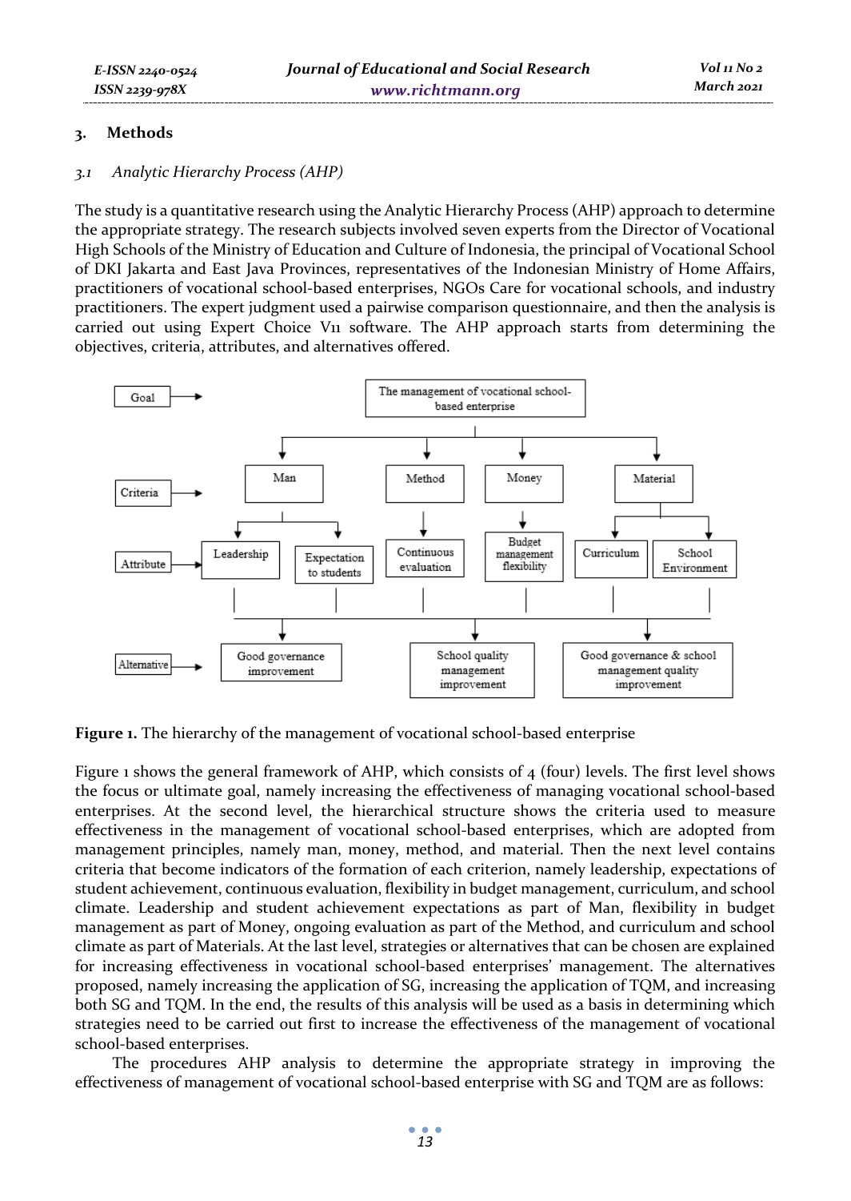## 3. Methods

### *3.1 Analytic Hierarchy Process (AHP)*

The study is a quantitative research using the Analytic Hierarchy Process (AHP) approach to determine the appropriate strategy. The research subjects involved seven experts from the Director of Vocational High Schools of the Ministry of Education and Culture of Indonesia, the principal of Vocational School of DKI Jakarta and East Java Provinces, representatives of the Indonesian Ministry of Home Affairs, practitioners of vocational school-based enterprises, NGOs Care for vocational schools, and industry practitioners. The expert judgment used a pairwise comparison questionnaire, and then the analysis is carried out using Expert Choice V11 software. The AHP approach starts from determining the objectives, criteria, attributes, and alternatives offered.

**Figure 1.** The hierarchy of the management of vocational school-based enterprise

Figure 1 shows the general framework of AHP, which consists of 4 (four) levels. The first level shows the focus or ultimate goal, namely increasing the effectiveness of managing vocational school-based enterprises. At the second level, the hierarchical structure shows the criteria used to measure effectiveness in the management of vocational school-based enterprises, which are adopted from management principles, namely man, money, method, and material. Then the next level contains criteria that become indicators of the formation of each criterion, namely leadership, expectations of student achievement, continuous evaluation, flexibility in budget management, curriculum, and school climate. Leadership and student achievement expectations as part of Man, flexibility in budget management as part of Money, ongoing evaluation as part of the Method, and curriculum and school climate as part of Materials. At the last level, strategies or alternatives that can be chosen are explained for increasing effectiveness in vocational school-based enterprises' management. The alternatives proposed, namely increasing the application of SG, increasing the application of TQM, and increasing both SG and TQM. In the end, the results of this analysis will be used as a basis in determining which strategies need to be carried out first to increase the effectiveness of the management of vocational school-based enterprises.

The procedures AHP analysis to determine the appropriate strategy in improving the effectiveness of management of vocational school-based enterprise with SG and TQM are as follows: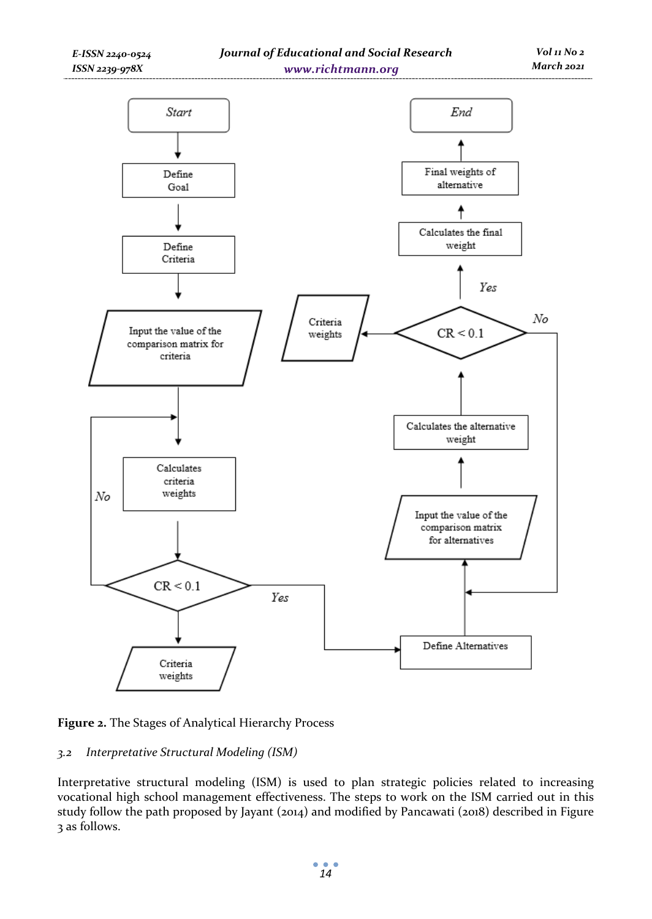**Figure 2.** The Stages of Analytical Hierarchy Process

### *3.2 Interpretative Structural Modeling (ISM)*

Interpretative structural modeling (ISM) is used to plan strategic policies related to increasing vocational high school management effectiveness. The steps to work on the ISM carried out in this study follow the path proposed by Jayant (2014) and modified by Pancawati (2018) described in Figure 3 as follows.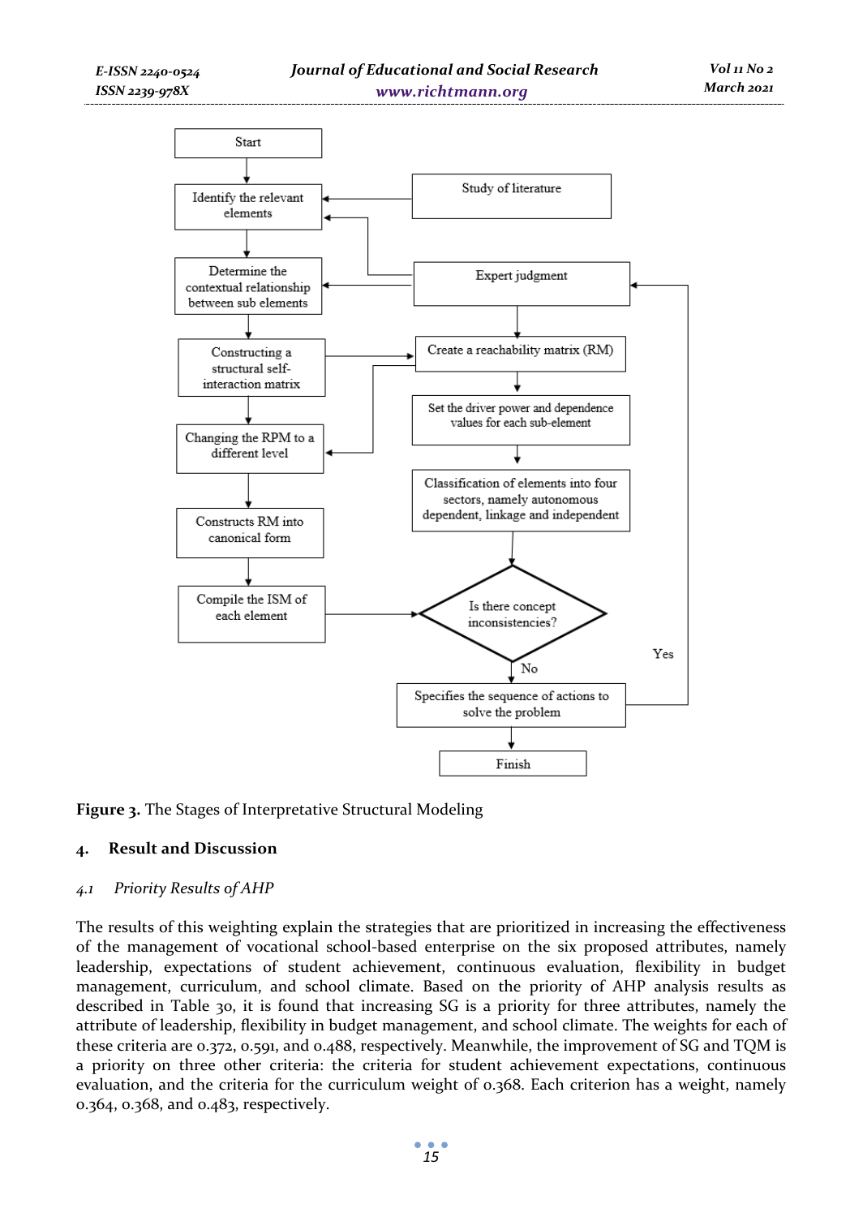**Figure 3.** The Stages of Interpretative Structural Modeling

## 4. Result and Discussion

### *4.1 Priority Results of AHP*

The results of this weighting explain the strategies that are prioritized in increasing the effectiveness of the management of vocational school-based enterprise on the six proposed attributes, namely leadership, expectations of student achievement, continuous evaluation, flexibility in budget management, curriculum, and school climate. Based on the priority of AHP analysis results as described in Table 30, it is found that increasing SG is a priority for three attributes, namely the attribute of leadership, flexibility in budget management, and school climate. The weights for each of these criteria are 0.372, 0.591, and 0.488, respectively. Meanwhile, the improvement of SG and TQM is a priority on three other criteria: the criteria for student achievement expectations, continuous evaluation, and the criteria for the curriculum weight of 0.368. Each criterion has a weight, namely 0.364, 0.368, and 0.483, respectively.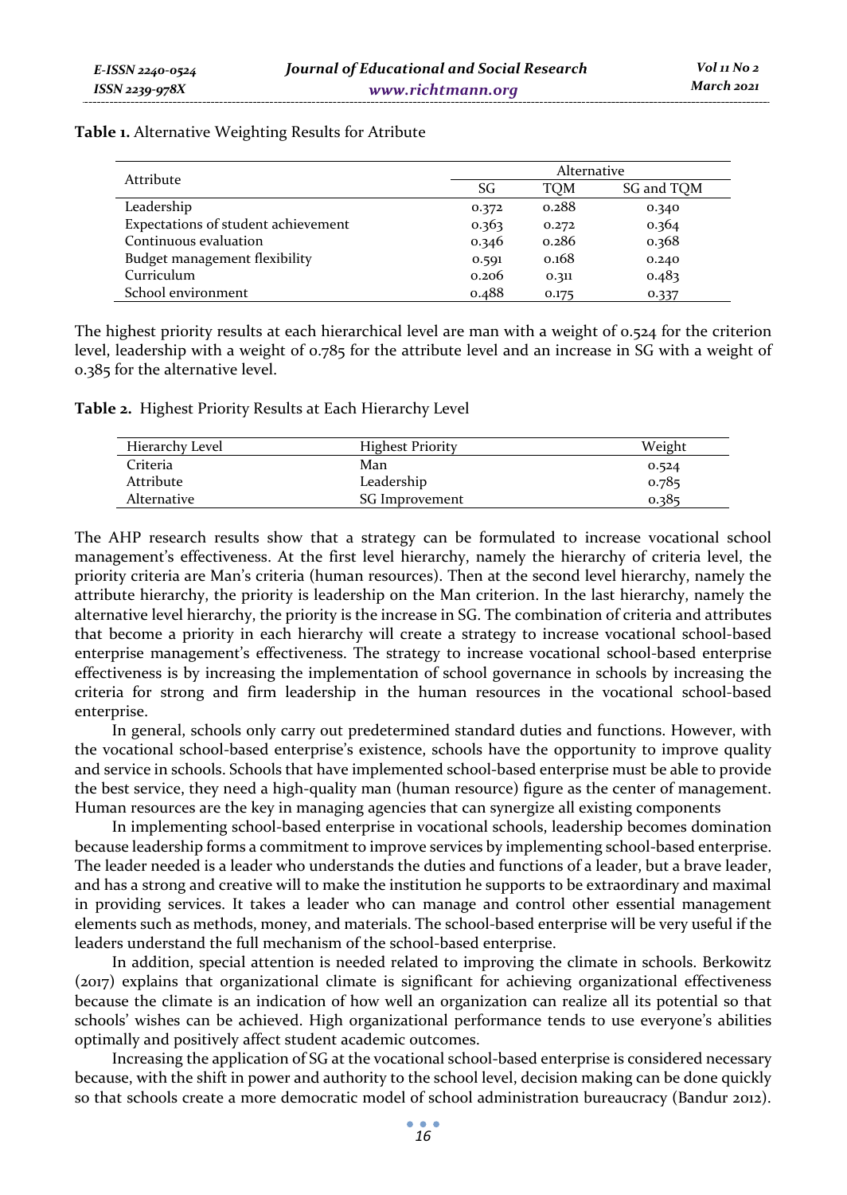**Table 1.** Alternative Weighting Results for Atribute

| Attribute | Alternative | | |
|---|---|---|---|
| | SG | TQM | SG and TQM |
| Leadership | 0.372 | 0.288 | 0.340 |
| Expectations of student achievement | 0.363 | 0.272 | 0.364 |
| Continuous evaluation | 0.346 | 0.286 | 0.368 |
| Budget management flexibility | 0.591 | 0.168 | 0.240 |
| Curriculum | 0.206 | 0.311 | 0.483 |
| School environment | 0.488 | 0.175 | 0.337 |

The highest priority results at each hierarchical level are man with a weight of 0.524 for the criterion level, leadership with a weight of 0.785 for the attribute level and an increase in SG with a weight of 0.385 for the alternative level.

**Table 2.** Highest Priority Results at Each Hierarchy Level

| Hierarchy Level | Highest Priority | Weight |
|---|---|---|
| Criteria | Man | 0.524 |
| Attribute | Leadership | 0.785 |
| Alternative | SG Improvement | 0.385 |

The AHP research results show that a strategy can be formulated to increase vocational school management's effectiveness. At the first level hierarchy, namely the hierarchy of criteria level, the priority criteria are Man's criteria (human resources). Then at the second level hierarchy, namely the attribute hierarchy, the priority is leadership on the Man criterion. In the last hierarchy, namely the alternative level hierarchy, the priority is the increase in SG. The combination of criteria and attributes that become a priority in each hierarchy will create a strategy to increase vocational school-based enterprise management's effectiveness. The strategy to increase vocational school-based enterprise effectiveness is by increasing the implementation of school governance in schools by increasing the criteria for strong and firm leadership in the human resources in the vocational school-based enterprise.

In general, schools only carry out predetermined standard duties and functions. However, with the vocational school-based enterprise's existence, schools have the opportunity to improve quality and service in schools. Schools that have implemented school-based enterprise must be able to provide the best service, they need a high-quality man (human resource) figure as the center of management. Human resources are the key in managing agencies that can synergize all existing components

In implementing school-based enterprise in vocational schools, leadership becomes domination because leadership forms a commitment to improve services by implementing school-based enterprise. The leader needed is a leader who understands the duties and functions of a leader, but a brave leader, and has a strong and creative will to make the institution he supports to be extraordinary and maximal in providing services. It takes a leader who can manage and control other essential management elements such as methods, money, and materials. The school-based enterprise will be very useful if the leaders understand the full mechanism of the school-based enterprise.

In addition, special attention is needed related to improving the climate in schools. Berkowitz (2017) explains that organizational climate is significant for achieving organizational effectiveness because the climate is an indication of how well an organization can realize all its potential so that schools' wishes can be achieved. High organizational performance tends to use everyone's abilities optimally and positively affect student academic outcomes.

Increasing the application of SG at the vocational school-based enterprise is considered necessary because, with the shift in power and authority to the school level, decision making can be done quickly so that schools create a more democratic model of school administration bureaucracy (Bandur 2012).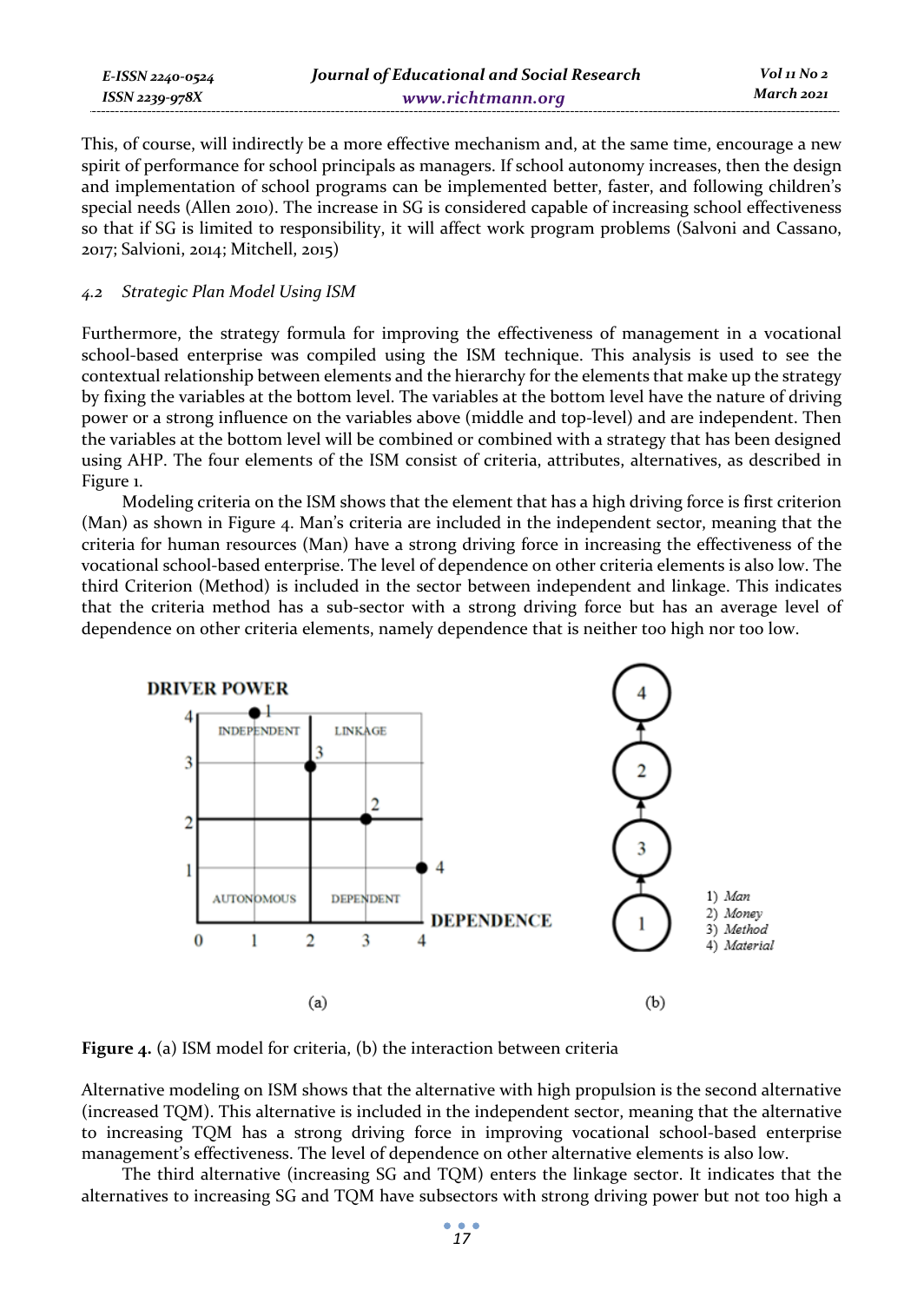This, of course, will indirectly be a more effective mechanism and, at the same time, encourage a new spirit of performance for school principals as managers. If school autonomy increases, then the design and implementation of school programs can be implemented better, faster, and following children's special needs (Allen 2010). The increase in SG is considered capable of increasing school effectiveness so that if SG is limited to responsibility, it will affect work program problems (Salvoni and Cassano, 2017; Salvioni, 2014; Mitchell, 2015)

### *4.2 Strategic Plan Model Using ISM*

Furthermore, the strategy formula for improving the effectiveness of management in a vocational school-based enterprise was compiled using the ISM technique. This analysis is used to see the contextual relationship between elements and the hierarchy for the elements that make up the strategy by fixing the variables at the bottom level. The variables at the bottom level have the nature of driving power or a strong influence on the variables above (middle and top-level) and are independent. Then the variables at the bottom level will be combined or combined with a strategy that has been designed using AHP. The four elements of the ISM consist of criteria, attributes, alternatives, as described in Figure 1.

Modeling criteria on the ISM shows that the element that has a high driving force is first criterion (Man) as shown in Figure 4. Man's criteria are included in the independent sector, meaning that the criteria for human resources (Man) have a strong driving force in increasing the effectiveness of the vocational school-based enterprise. The level of dependence on other criteria elements is also low. The third Criterion (Method) is included in the sector between independent and linkage. This indicates that the criteria method has a sub-sector with a strong driving force but has an average level of dependence on other criteria elements, namely dependence that is neither too high nor too low.

**Figure 4.** (a) ISM model for criteria, (b) the interaction between criteria

Alternative modeling on ISM shows that the alternative with high propulsion is the second alternative (increased TQM). This alternative is included in the independent sector, meaning that the alternative to increasing TQM has a strong driving force in improving vocational school-based enterprise management's effectiveness. The level of dependence on other alternative elements is also low.

The third alternative (increasing SG and TQM) enters the linkage sector. It indicates that the alternatives to increasing SG and TQM have subsectors with strong driving power but not too high a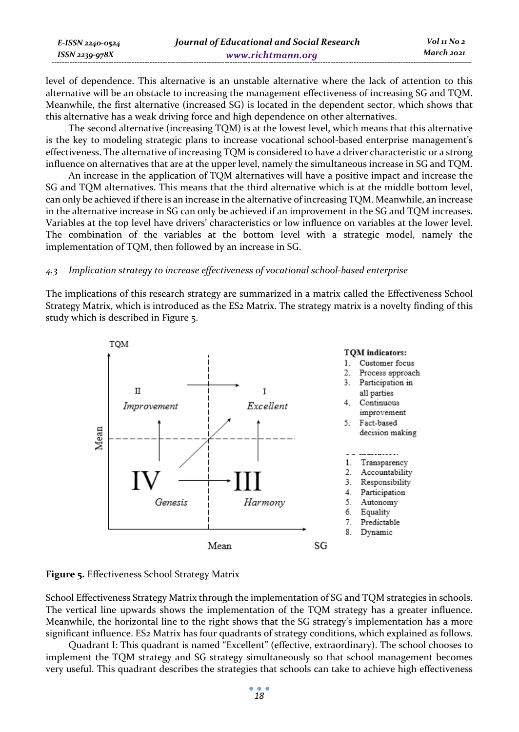level of dependence. This alternative is an unstable alternative where the lack of attention to this alternative will be an obstacle to increasing the management effectiveness of increasing SG and TQM. Meanwhile, the first alternative (increased SG) is located in the dependent sector, which shows that this alternative has a weak driving force and high dependence on other alternatives.

The second alternative (increasing TQM) is at the lowest level, which means that this alternative is the key to modeling strategic plans to increase vocational school-based enterprise management's effectiveness. The alternative of increasing TQM is considered to have a driver characteristic or a strong influence on alternatives that are at the upper level, namely the simultaneous increase in SG and TQM.

An increase in the application of TQM alternatives will have a positive impact and increase the SG and TQM alternatives. This means that the third alternative which is at the middle bottom level, can only be achieved if there is an increase in the alternative of increasing TQM. Meanwhile, an increase in the alternative increase in SG can only be achieved if an improvement in the SG and TQM increases. Variables at the top level have drivers' characteristics or low influence on variables at the lower level. The combination of the variables at the bottom level with a strategic model, namely the implementation of TQM, then followed by an increase in SG.

### 4.3 *Implication strategy to increase effectiveness of vocational school-based enterprise*

The implications of this research strategy are summarized in a matrix called the Effectiveness School Strategy Matrix, which is introduced as the ES2 Matrix. The strategy matrix is a novelty finding of this study which is described in Figure 5.

TQM indicators:
1. Customer focus
2. Process approach
3. Participation in all parties
4. Continuous improvement
5. Fact-based decision making

1. Transparency
2. Accountability
3. Responsibility
4. Participation
5. Autonomy
6. Equality
7. Predictable
8. Dynamic

**Figure 5.** Effectiveness School Strategy Matrix

School Effectiveness Strategy Matrix through the implementation of SG and TQM strategies in schools. The vertical line upwards shows the implementation of the TQM strategy has a greater influence. Meanwhile, the horizontal line to the right shows that the SG strategy's implementation has a more significant influence. ES2 Matrix has four quadrants of strategy conditions, which explained as follows.

Quadrant I: This quadrant is named "Excellent" (effective, extraordinary). The school chooses to implement the TQM strategy and SG strategy simultaneously so that school management becomes very useful. This quadrant describes the strategies that schools can take to achieve high effectiveness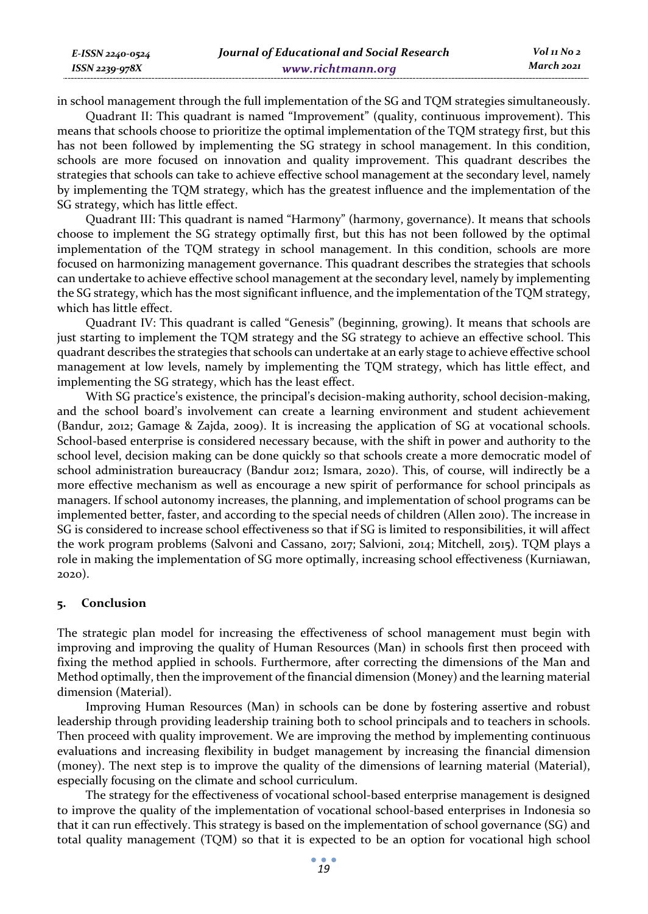in school management through the full implementation of the SG and TQM strategies simultaneously.

Quadrant II: This quadrant is named "Improvement" (quality, continuous improvement). This means that schools choose to prioritize the optimal implementation of the TQM strategy first, but this has not been followed by implementing the SG strategy in school management. In this condition, schools are more focused on innovation and quality improvement. This quadrant describes the strategies that schools can take to achieve effective school management at the secondary level, namely by implementing the TQM strategy, which has the greatest influence and the implementation of the SG strategy, which has little effect.

Quadrant III: This quadrant is named "Harmony" (harmony, governance). It means that schools choose to implement the SG strategy optimally first, but this has not been followed by the optimal implementation of the TQM strategy in school management. In this condition, schools are more focused on harmonizing management governance. This quadrant describes the strategies that schools can undertake to achieve effective school management at the secondary level, namely by implementing the SG strategy, which has the most significant influence, and the implementation of the TQM strategy, which has little effect.

Quadrant IV: This quadrant is called "Genesis" (beginning, growing). It means that schools are just starting to implement the TQM strategy and the SG strategy to achieve an effective school. This quadrant describes the strategies that schools can undertake at an early stage to achieve effective school management at low levels, namely by implementing the TQM strategy, which has little effect, and implementing the SG strategy, which has the least effect.

With SG practice's existence, the principal's decision-making authority, school decision-making, and the school board's involvement can create a learning environment and student achievement (Bandur, 2012; Gamage & Zajda, 2009). It is increasing the application of SG at vocational schools. School-based enterprise is considered necessary because, with the shift in power and authority to the school level, decision making can be done quickly so that schools create a more democratic model of school administration bureaucracy (Bandur 2012; Ismara, 2020). This, of course, will indirectly be a more effective mechanism as well as encourage a new spirit of performance for school principals as managers. If school autonomy increases, the planning, and implementation of school programs can be implemented better, faster, and according to the special needs of children (Allen 2010). The increase in SG is considered to increase school effectiveness so that if SG is limited to responsibilities, it will affect the work program problems (Salvoni and Cassano, 2017; Salvioni, 2014; Mitchell, 2015). TQM plays a role in making the implementation of SG more optimally, increasing school effectiveness (Kurniawan, 2020).

## 5. Conclusion

The strategic plan model for increasing the effectiveness of school management must begin with improving and improving the quality of Human Resources (Man) in schools first then proceed with fixing the method applied in schools. Furthermore, after correcting the dimensions of the Man and Method optimally, then the improvement of the financial dimension (Money) and the learning material dimension (Material).

Improving Human Resources (Man) in schools can be done by fostering assertive and robust leadership through providing leadership training both to school principals and to teachers in schools. Then proceed with quality improvement. We are improving the method by implementing continuous evaluations and increasing flexibility in budget management by increasing the financial dimension (money). The next step is to improve the quality of the dimensions of learning material (Material), especially focusing on the climate and school curriculum.

The strategy for the effectiveness of vocational school-based enterprise management is designed to improve the quality of the implementation of vocational school-based enterprises in Indonesia so that it can run effectively. This strategy is based on the implementation of school governance (SG) and total quality management (TQM) so that it is expected to be an option for vocational high school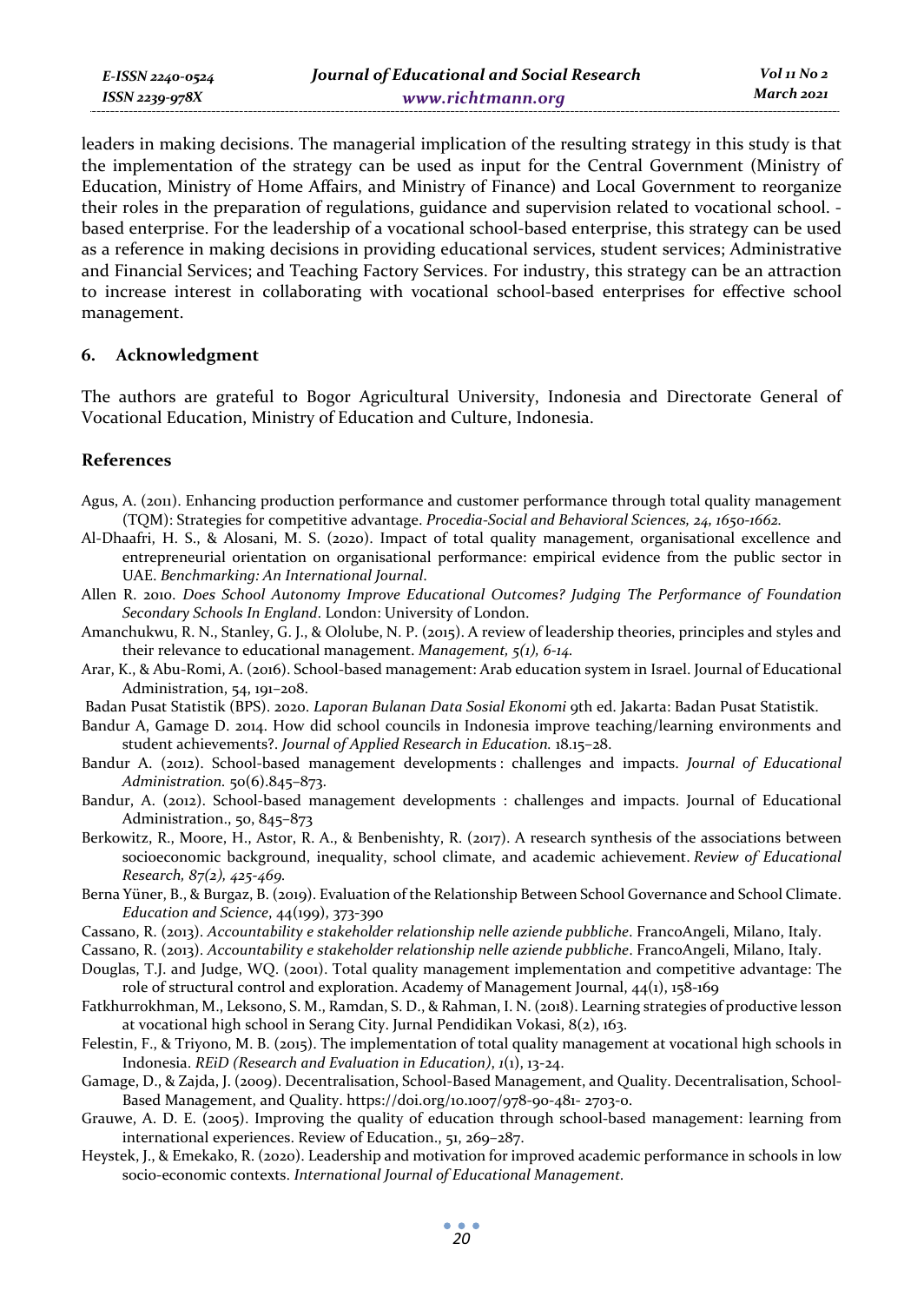leaders in making decisions. The managerial implication of the resulting strategy in this study is that the implementation of the strategy can be used as input for the Central Government (Ministry of Education, Ministry of Home Affairs, and Ministry of Finance) and Local Government to reorganize their roles in the preparation of regulations, guidance and supervision related to vocational school. -based enterprise. For the leadership of a vocational school-based enterprise, this strategy can be used as a reference in making decisions in providing educational services, student services; Administrative and Financial Services; and Teaching Factory Services. For industry, this strategy can be an attraction to increase interest in collaborating with vocational school-based enterprises for effective school management.

## 6. Acknowledgment

The authors are grateful to Bogor Agricultural University, Indonesia and Directorate General of Vocational Education, Ministry of Education and Culture, Indonesia.

## References

Agus, A. (2011). Enhancing production performance and customer performance through total quality management (TQM): Strategies for competitive advantage. *Procedia-Social and Behavioral Sciences, 24, 1650-1662.*

Al-Dhaafri, H. S., & Alosani, M. S. (2020). Impact of total quality management, organisational excellence and entrepreneurial orientation on organisational performance: empirical evidence from the public sector in UAE. *Benchmarking: An International Journal.*

Allen R. 2010. *Does School Autonomy Improve Educational Outcomes? Judging The Performance of Foundation Secondary Schools In England*. London: University of London.

Amanchukwu, R. N., Stanley, G. J., & Ololube, N. P. (2015). A review of leadership theories, principles and styles and their relevance to educational management. *Management, 5(1), 6-14.*

Arar, K., & Abu-Romi, A. (2016). School-based management: Arab education system in Israel. Journal of Educational Administration, 54, 191–208.

Badan Pusat Statistik (BPS). 2020. *Laporan Bulanan Data Sosial Ekonomi* 9th ed. Jakarta: Badan Pusat Statistik.

Bandur A, Gamage D. 2014. How did school councils in Indonesia improve teaching/learning environments and student achievements?. *Journal of Applied Research in Education.* 18.15–28.

Bandur A. (2012). School-based management developments : challenges and impacts. *Journal of Educational Administration.* 50(6).845–873.

Bandur, A. (2012). School-based management developments : challenges and impacts. Journal of Educational Administration., 50, 845–873

Berkowitz, R., Moore, H., Astor, R. A., & Benbenishty, R. (2017). A research synthesis of the associations between socioeconomic background, inequality, school climate, and academic achievement. *Review of Educational Research, 87(2), 425-469.*

Berna Yüner, B., & Burgaz, B. (2019). Evaluation of the Relationship Between School Governance and School Climate. *Education and Science*, 44(199), 373-390

Cassano, R. (2013). *Accountability e stakeholder relationship nelle aziende pubbliche*. FrancoAngeli, Milano, Italy.

Cassano, R. (2013). *Accountability e stakeholder relationship nelle aziende pubbliche*. FrancoAngeli, Milano, Italy.

Douglas, T.J. and Judge, WQ. (2001). Total quality management implementation and competitive advantage: The role of structural control and exploration. Academy of Management Journal, 44(1), 158-169

Fatkhurrokhman, M., Leksono, S. M., Ramdan, S. D., & Rahman, I. N. (2018). Learning strategies of productive lesson at vocational high school in Serang City. Jurnal Pendidikan Vokasi, 8(2), 163.

Felestin, F., & Triyono, M. B. (2015). The implementation of total quality management at vocational high schools in Indonesia. *REiD (Research and Evaluation in Education)*, *1*(1), 13-24.

Gamage, D., & Zajda, J. (2009). Decentralisation, School-Based Management, and Quality. Decentralisation, School-Based Management, and Quality. https://doi.org/10.1007/978-90-481- 2703-0.

Grauwe, A. D. E. (2005). Improving the quality of education through school-based management: learning from international experiences. Review of Education., 51, 269–287.

Heystek, J., & Emekako, R. (2020). Leadership and motivation for improved academic performance in schools in low socio-economic contexts. *International Journal of Educational Management.*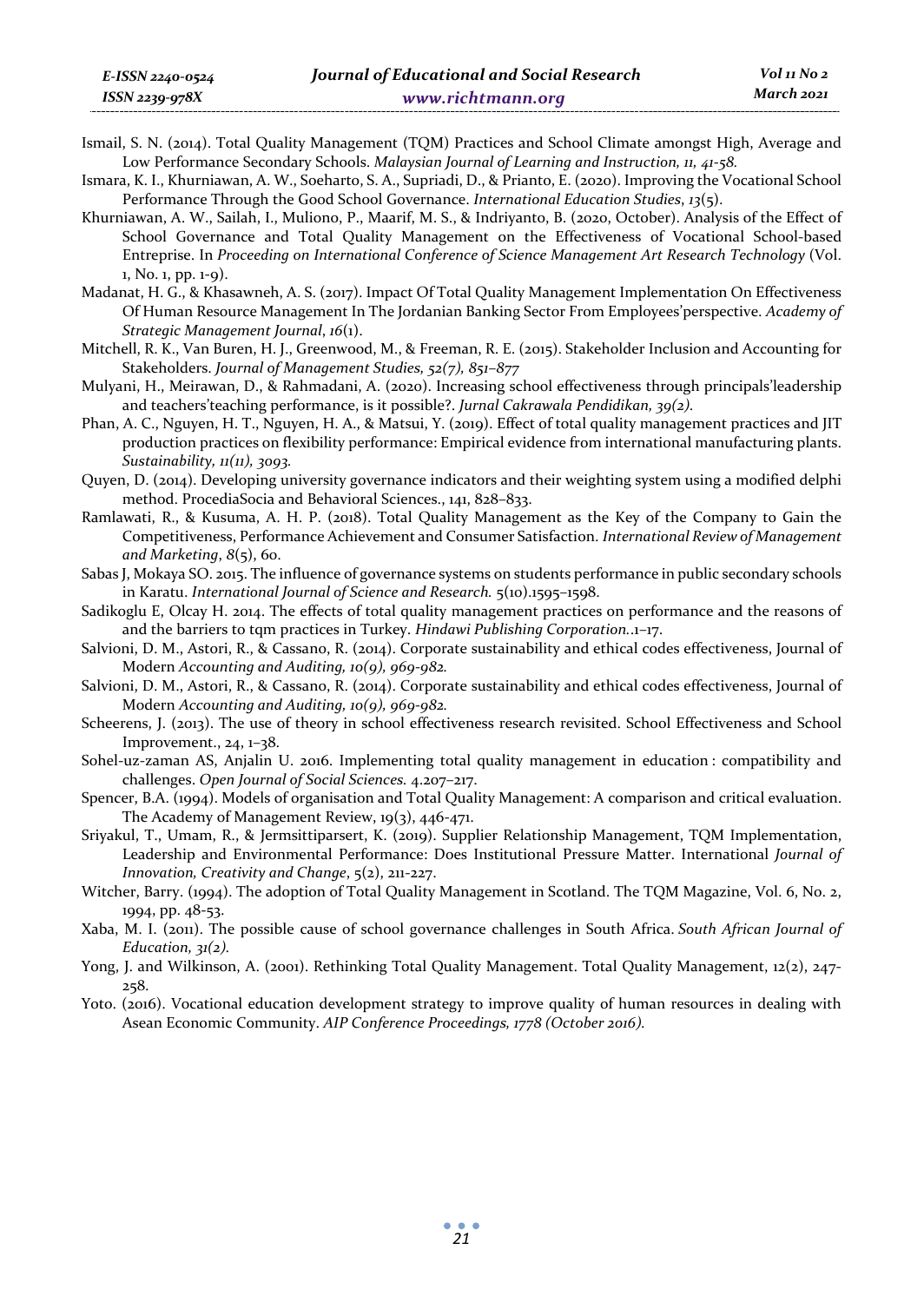Ismail, S. N. (2014). Total Quality Management (TQM) Practices and School Climate amongst High, Average and Low Performance Secondary Schools. *Malaysian Journal of Learning and Instruction, 11, 41-58.*

Ismara, K. I., Khurniawan, A. W., Soeharto, S. A., Supriadi, D., & Prianto, E. (2020). Improving the Vocational School Performance Through the Good School Governance. *International Education Studies*, *13*(5).

Khurniawan, A. W., Sailah, I., Muliono, P., Maarif, M. S., & Indriyanto, B. (2020, October). Analysis of the Effect of School Governance and Total Quality Management on the Effectiveness of Vocational School-based Entreprise. In *Proceeding on International Conference of Science Management Art Research Technology* (Vol. 1, No. 1, pp. 1-9).

Madanat, H. G., & Khasawneh, A. S. (2017). Impact Of Total Quality Management Implementation On Effectiveness Of Human Resource Management In The Jordanian Banking Sector From Employees'perspective. *Academy of Strategic Management Journal*, *16*(1).

Mitchell, R. K., Van Buren, H. J., Greenwood, M., & Freeman, R. E. (2015). Stakeholder Inclusion and Accounting for Stakeholders. *Journal of Management Studies, 52(7), 851–877*

Mulyani, H., Meirawan, D., & Rahmadani, A. (2020). Increasing school effectiveness through principals'leadership and teachers'teaching performance, is it possible?. *Jurnal Cakrawala Pendidikan, 39(2).*

Phan, A. C., Nguyen, H. T., Nguyen, H. A., & Matsui, Y. (2019). Effect of total quality management practices and JIT production practices on flexibility performance: Empirical evidence from international manufacturing plants. *Sustainability, 11(11), 3093.*

Quyen, D. (2014). Developing university governance indicators and their weighting system using a modified delphi method. ProcediaSocia and Behavioral Sciences., 141, 828–833.

Ramlawati, R., & Kusuma, A. H. P. (2018). Total Quality Management as the Key of the Company to Gain the Competitiveness, Performance Achievement and Consumer Satisfaction. *International Review of Management and Marketing*, *8*(5), 60.

Sabas J, Mokaya SO. 2015. The influence of governance systems on students performance in public secondary schools in Karatu. *International Journal of Science and Research.* 5(10).1595–1598.

Sadikoglu E, Olcay H. 2014. The effects of total quality management practices on performance and the reasons of and the barriers to tqm practices in Turkey. *Hindawi Publishing Corporation.*.1–17.

Salvioni, D. M., Astori, R., & Cassano, R. (2014). Corporate sustainability and ethical codes effectiveness, Journal of Modern *Accounting and Auditing, 10(9), 969-982.*

Salvioni, D. M., Astori, R., & Cassano, R. (2014). Corporate sustainability and ethical codes effectiveness, Journal of Modern *Accounting and Auditing, 10(9), 969-982.*

Scheerens, J. (2013). The use of theory in school effectiveness research revisited. School Effectiveness and School Improvement., 24, 1–38.

Sohel-uz-zaman AS, Anjalin U. 2016. Implementing total quality management in education : compatibility and challenges. *Open Journal of Social Sciences.* 4.207–217.

Spencer, B.A. (1994). Models of organisation and Total Quality Management: A comparison and critical evaluation. The Academy of Management Review, 19(3), 446-471.

Sriyakul, T., Umam, R., & Jermsittiparsert, K. (2019). Supplier Relationship Management, TQM Implementation, Leadership and Environmental Performance: Does Institutional Pressure Matter. International *Journal of Innovation, Creativity and Change*, 5(2), 211-227.

Witcher, Barry. (1994). The adoption of Total Quality Management in Scotland. The TQM Magazine, Vol. 6, No. 2, 1994, pp. 48-53.

Xaba, M. I. (2011). The possible cause of school governance challenges in South Africa. *South African Journal of Education, 31(2).*

Yong, J. and Wilkinson, A. (2001). Rethinking Total Quality Management. Total Quality Management, 12(2), 247-258.

Yoto. (2016). Vocational education development strategy to improve quality of human resources in dealing with Asean Economic Community. *AIP Conference Proceedings, 1778 (October 2016).*